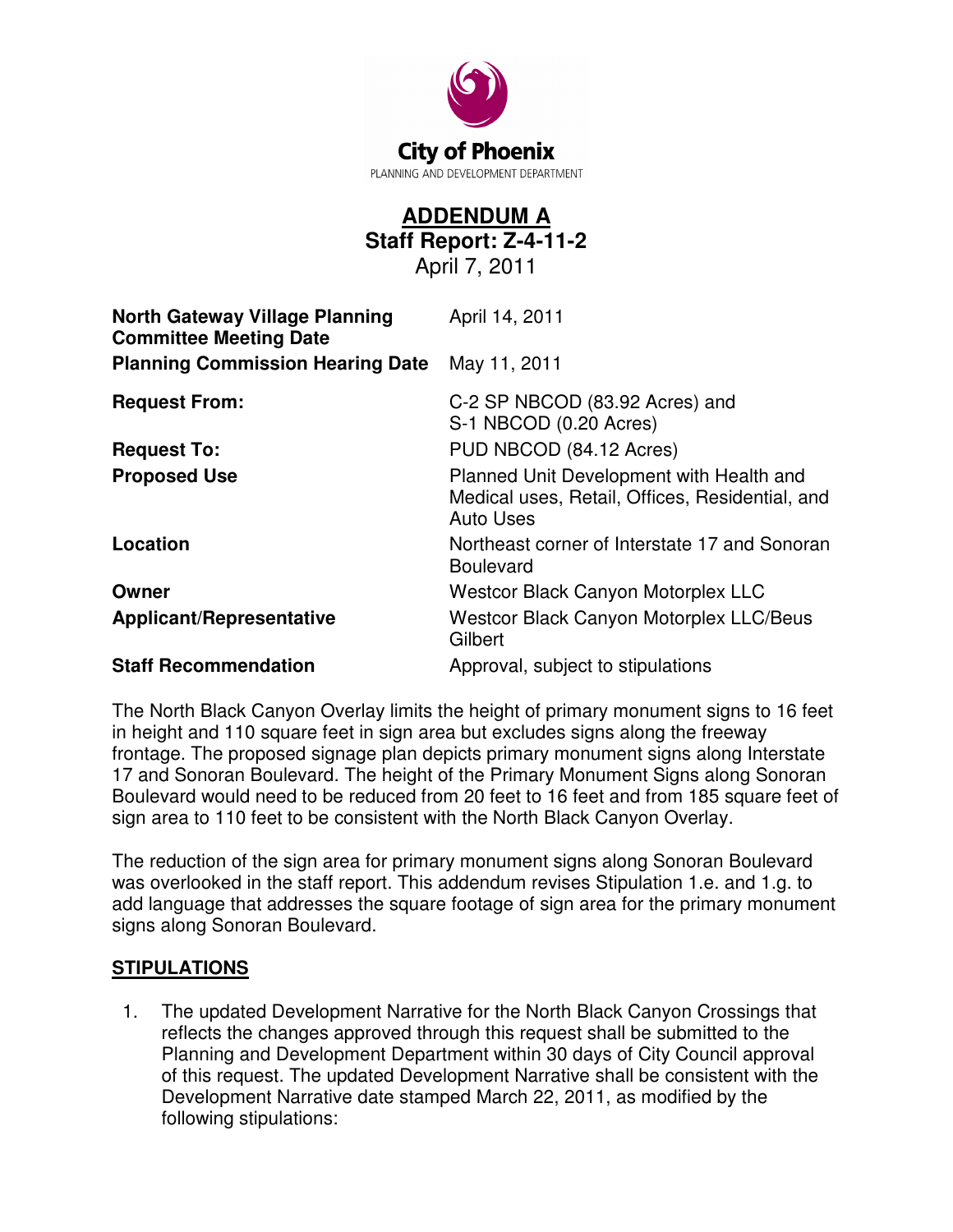City of Phoenix

PLANNING AND DEVELOPMENT DEPARTMENT

# ADDENDUM A

## Staff Report: Z-4-11-2

April 7, 2011

| | |
|---|---|
| **North Gateway Village Planning Committee Meeting Date** | April 14, 2011 |
| **Planning Commission Hearing Date** | May 11, 2011 |
| **Request From:** | C-2 SP NBCOD (83.92 Acres) and S-1 NBCOD (0.20 Acres) |
| **Request To:** | PUD NBCOD (84.12 Acres) |
| **Proposed Use** | Planned Unit Development with Health and Medical uses, Retail, Offices, Residential, and Auto Uses |
| **Location** | Northeast corner of Interstate 17 and Sonoran Boulevard |
| **Owner** | Westcor Black Canyon Motorplex LLC |
| **Applicant/Representative** | Westcor Black Canyon Motorplex LLC/Beus Gilbert |
| **Staff Recommendation** | Approval, subject to stipulations |

The North Black Canyon Overlay limits the height of primary monument signs to 16 feet in height and 110 square feet in sign area but excludes signs along the freeway frontage. The proposed signage plan depicts primary monument signs along Interstate 17 and Sonoran Boulevard. The height of the Primary Monument Signs along Sonoran Boulevard would need to be reduced from 20 feet to 16 feet and from 185 square feet of sign area to 110 feet to be consistent with the North Black Canyon Overlay.

The reduction of the sign area for primary monument signs along Sonoran Boulevard was overlooked in the staff report. This addendum revises Stipulation 1.e. and 1.g. to add language that addresses the square footage of sign area for the primary monument signs along Sonoran Boulevard.

## STIPULATIONS

1. The updated Development Narrative for the North Black Canyon Crossings that reflects the changes approved through this request shall be submitted to the Planning and Development Department within 30 days of City Council approval of this request. The updated Development Narrative shall be consistent with the Development Narrative date stamped March 22, 2011, as modified by the following stipulations: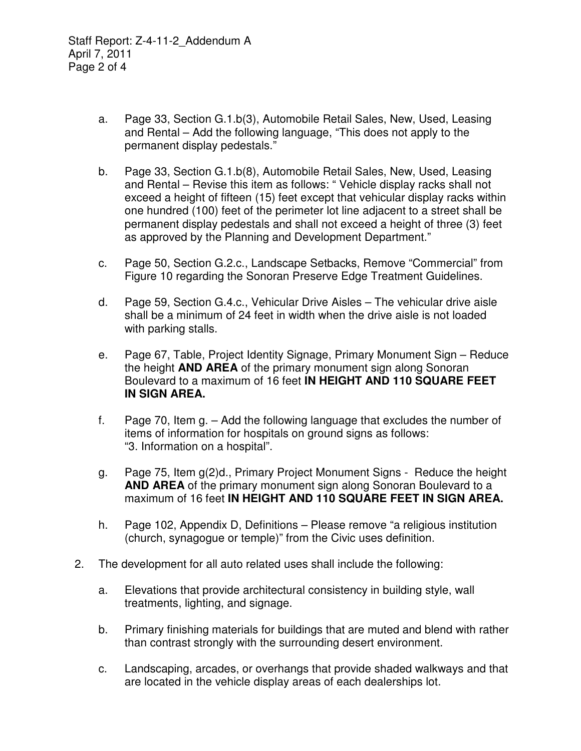a. Page 33, Section G.1.b(3), Automobile Retail Sales, New, Used, Leasing and Rental – Add the following language, "This does not apply to the permanent display pedestals."

b. Page 33, Section G.1.b(8), Automobile Retail Sales, New, Used, Leasing and Rental – Revise this item as follows: " Vehicle display racks shall not exceed a height of fifteen (15) feet except that vehicular display racks within one hundred (100) feet of the perimeter lot line adjacent to a street shall be permanent display pedestals and shall not exceed a height of three (3) feet as approved by the Planning and Development Department."

c. Page 50, Section G.2.c., Landscape Setbacks, Remove "Commercial" from Figure 10 regarding the Sonoran Preserve Edge Treatment Guidelines.

d. Page 59, Section G.4.c., Vehicular Drive Aisles – The vehicular drive aisle shall be a minimum of 24 feet in width when the drive aisle is not loaded with parking stalls.

e. Page 67, Table, Project Identity Signage, Primary Monument Sign – Reduce the height **AND AREA** of the primary monument sign along Sonoran Boulevard to a maximum of 16 feet **IN HEIGHT AND 110 SQUARE FEET IN SIGN AREA.**

f. Page 70, Item g. – Add the following language that excludes the number of items of information for hospitals on ground signs as follows: "3. Information on a hospital".

g. Page 75, Item g(2)d., Primary Project Monument Signs - Reduce the height **AND AREA** of the primary monument sign along Sonoran Boulevard to a maximum of 16 feet **IN HEIGHT AND 110 SQUARE FEET IN SIGN AREA.**

h. Page 102, Appendix D, Definitions – Please remove "a religious institution (church, synagogue or temple)" from the Civic uses definition.

2. The development for all auto related uses shall include the following:

   a. Elevations that provide architectural consistency in building style, wall treatments, lighting, and signage.

   b. Primary finishing materials for buildings that are muted and blend with rather than contrast strongly with the surrounding desert environment.

   c. Landscaping, arcades, or overhangs that provide shaded walkways and that are located in the vehicle display areas of each dealerships lot.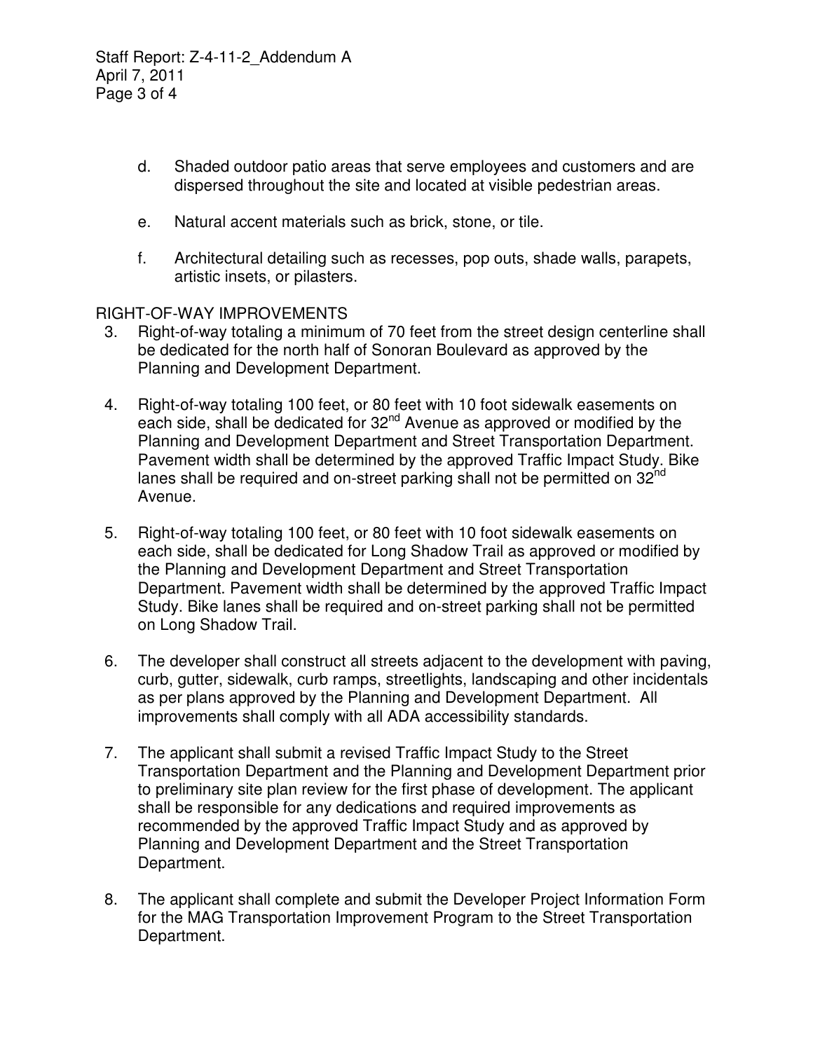d. Shaded outdoor patio areas that serve employees and customers and are dispersed throughout the site and located at visible pedestrian areas.

e. Natural accent materials such as brick, stone, or tile.

f. Architectural detailing such as recesses, pop outs, shade walls, parapets, artistic insets, or pilasters.

RIGHT-OF-WAY IMPROVEMENTS

3. Right-of-way totaling a minimum of 70 feet from the street design centerline shall be dedicated for the north half of Sonoran Boulevard as approved by the Planning and Development Department.

4. Right-of-way totaling 100 feet, or 80 feet with 10 foot sidewalk easements on each side, shall be dedicated for 32nd Avenue as approved or modified by the Planning and Development Department and Street Transportation Department. Pavement width shall be determined by the approved Traffic Impact Study. Bike lanes shall be required and on-street parking shall not be permitted on 32nd Avenue.

5. Right-of-way totaling 100 feet, or 80 feet with 10 foot sidewalk easements on each side, shall be dedicated for Long Shadow Trail as approved or modified by the Planning and Development Department and Street Transportation Department. Pavement width shall be determined by the approved Traffic Impact Study. Bike lanes shall be required and on-street parking shall not be permitted on Long Shadow Trail.

6. The developer shall construct all streets adjacent to the development with paving, curb, gutter, sidewalk, curb ramps, streetlights, landscaping and other incidentals as per plans approved by the Planning and Development Department. All improvements shall comply with all ADA accessibility standards.

7. The applicant shall submit a revised Traffic Impact Study to the Street Transportation Department and the Planning and Development Department prior to preliminary site plan review for the first phase of development. The applicant shall be responsible for any dedications and required improvements as recommended by the approved Traffic Impact Study and as approved by Planning and Development Department and the Street Transportation Department.

8. The applicant shall complete and submit the Developer Project Information Form for the MAG Transportation Improvement Program to the Street Transportation Department.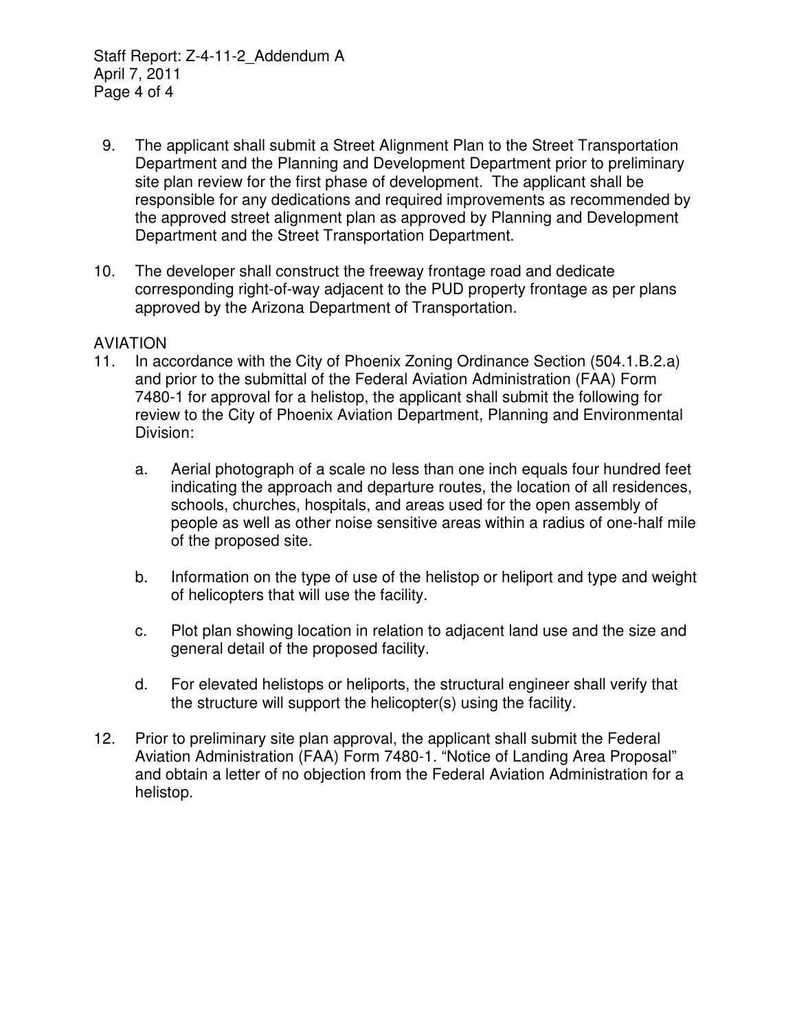9. The applicant shall submit a Street Alignment Plan to the Street Transportation Department and the Planning and Development Department prior to preliminary site plan review for the first phase of development. The applicant shall be responsible for any dedications and required improvements as recommended by the approved street alignment plan as approved by Planning and Development Department and the Street Transportation Department.

10. The developer shall construct the freeway frontage road and dedicate corresponding right-of-way adjacent to the PUD property frontage as per plans approved by the Arizona Department of Transportation.

AVIATION

11. In accordance with the City of Phoenix Zoning Ordinance Section (504.1.B.2.a) and prior to the submittal of the Federal Aviation Administration (FAA) Form 7480-1 for approval for a helistop, the applicant shall submit the following for review to the City of Phoenix Aviation Department, Planning and Environmental Division:

    a. Aerial photograph of a scale no less than one inch equals four hundred feet indicating the approach and departure routes, the location of all residences, schools, churches, hospitals, and areas used for the open assembly of people as well as other noise sensitive areas within a radius of one-half mile of the proposed site.

    b. Information on the type of use of the helistop or heliport and type and weight of helicopters that will use the facility.

    c. Plot plan showing location in relation to adjacent land use and the size and general detail of the proposed facility.

    d. For elevated helistops or heliports, the structural engineer shall verify that the structure will support the helicopter(s) using the facility.

12. Prior to preliminary site plan approval, the applicant shall submit the Federal Aviation Administration (FAA) Form 7480-1. "Notice of Landing Area Proposal" and obtain a letter of no objection from the Federal Aviation Administration for a helistop.